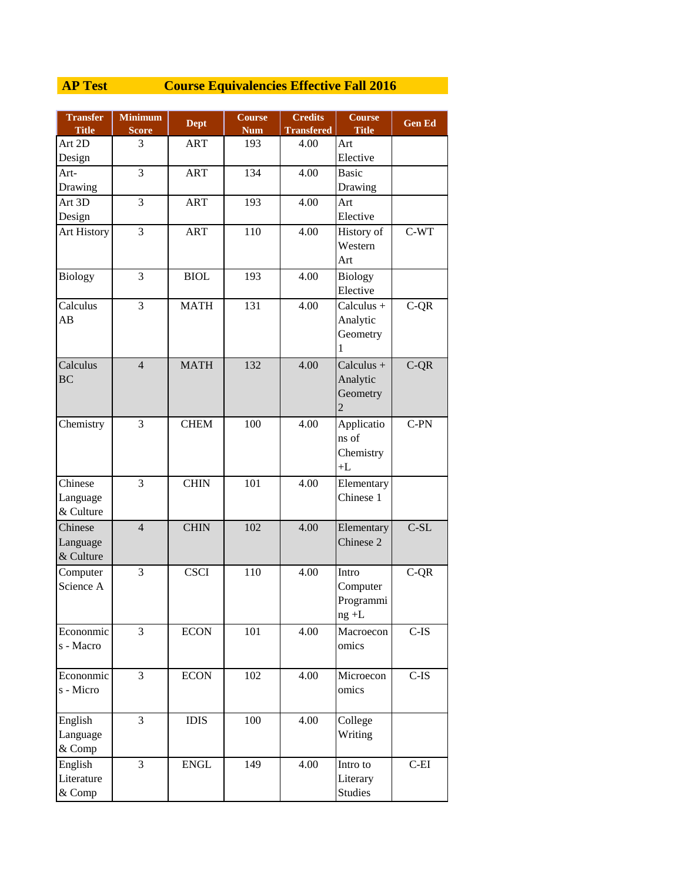## AP Test Course Equivalencies Effective Fall 2016

| Transfer Title | Minimum Score | Dept | Course Num | Credits Transfered | Course Title | Gen Ed |
|---|---|---|---|---|---|---|
| Art 2D Design | 3 | ART | 193 | 4.00 | Art Elective | |
| Art-Drawing | 3 | ART | 134 | 4.00 | Basic Drawing | |
| Art 3D Design | 3 | ART | 193 | 4.00 | Art Elective | |
| Art History | 3 | ART | 110 | 4.00 | History of Western Art | C-WT |
| Biology | 3 | BIOL | 193 | 4.00 | Biology Elective | |
| Calculus AB | 3 | MATH | 131 | 4.00 | Calculus + Analytic Geometry 1 | C-QR |
| Calculus BC | 4 | MATH | 132 | 4.00 | Calculus + Analytic Geometry 2 | C-QR |
| Chemistry | 3 | CHEM | 100 | 4.00 | Applications of Chemistry +L | C-PN |
| Chinese Language & Culture | 3 | CHIN | 101 | 4.00 | Elementary Chinese 1 | |
| Chinese Language & Culture | 4 | CHIN | 102 | 4.00 | Elementary Chinese 2 | C-SL |
| Computer Science A | 3 | CSCI | 110 | 4.00 | Intro Computer Programming +L | C-QR |
| Econonmics - Macro | 3 | ECON | 101 | 4.00 | Macroeconomics | C-IS |
| Econonmics - Micro | 3 | ECON | 102 | 4.00 | Microeconomics | C-IS |
| English Language & Comp | 3 | IDIS | 100 | 4.00 | College Writing | |
| English Literature & Comp | 3 | ENGL | 149 | 4.00 | Intro to Literary Studies | C-EI |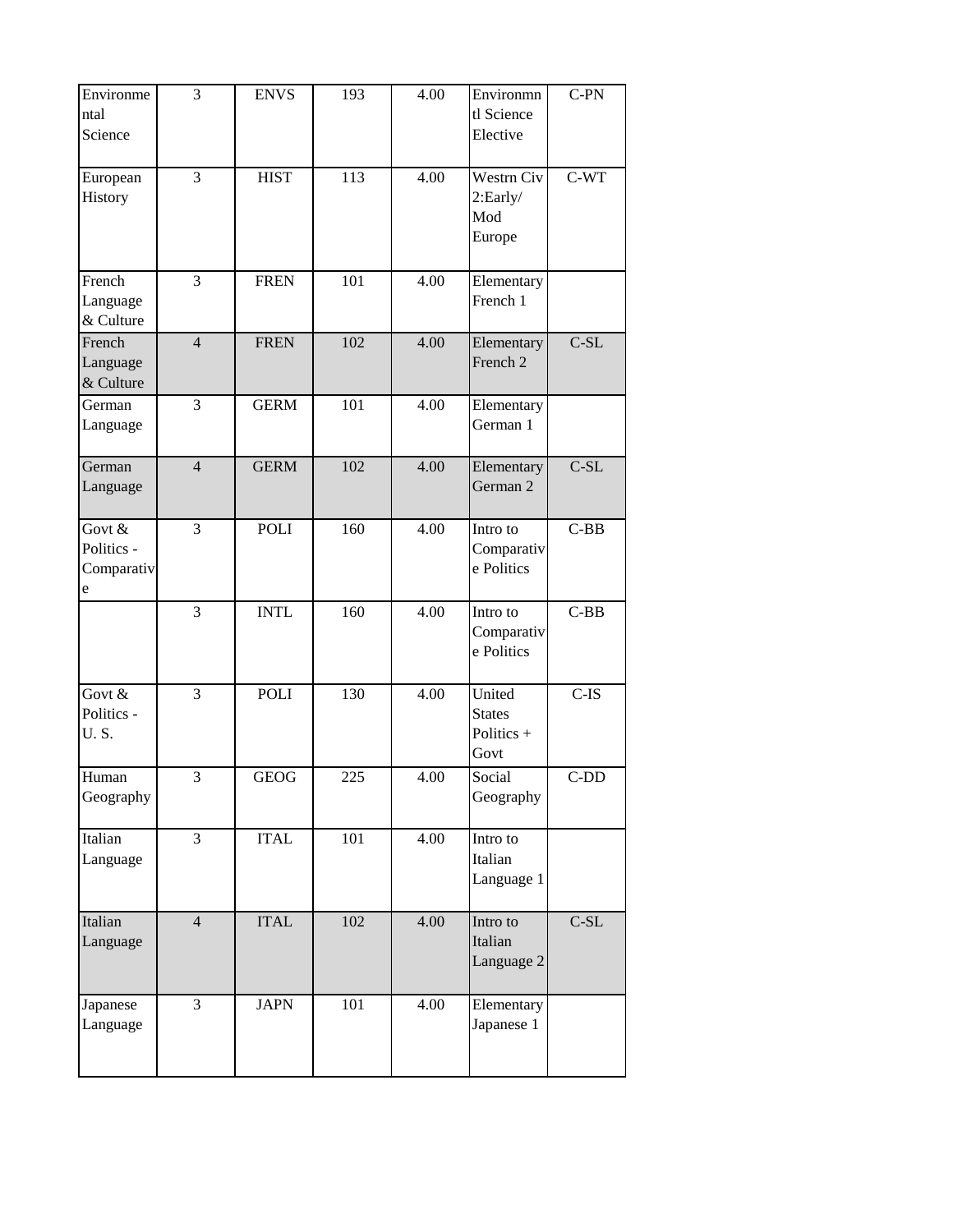| | | | | | | |
|---|---|---|---|---|---|---|
| Environmental Science | 3 | ENVS | 193 | 4.00 | Environmntl Science Elective | C-PN |
| European History | 3 | HIST | 113 | 4.00 | Westrn Civ 2:Early/ Mod Europe | C-WT |
| French Language & Culture | 3 | FREN | 101 | 4.00 | Elementary French 1 | |
| French Language & Culture | 4 | FREN | 102 | 4.00 | Elementary French 2 | C-SL |
| German Language | 3 | GERM | 101 | 4.00 | Elementary German 1 | |
| German Language | 4 | GERM | 102 | 4.00 | Elementary German 2 | C-SL |
| Govt & Politics - Comparative | 3 | POLI | 160 | 4.00 | Intro to Comparative Politics | C-BB |
| | 3 | INTL | 160 | 4.00 | Intro to Comparative Politics | C-BB |
| Govt & Politics - U. S. | 3 | POLI | 130 | 4.00 | United States Politics + Govt | C-IS |
| Human Geography | 3 | GEOG | 225 | 4.00 | Social Geography | C-DD |
| Italian Language | 3 | ITAL | 101 | 4.00 | Intro to Italian Language 1 | |
| Italian Language | 4 | ITAL | 102 | 4.00 | Intro to Italian Language 2 | C-SL |
| Japanese Language | 3 | JAPN | 101 | 4.00 | Elementary Japanese 1 | |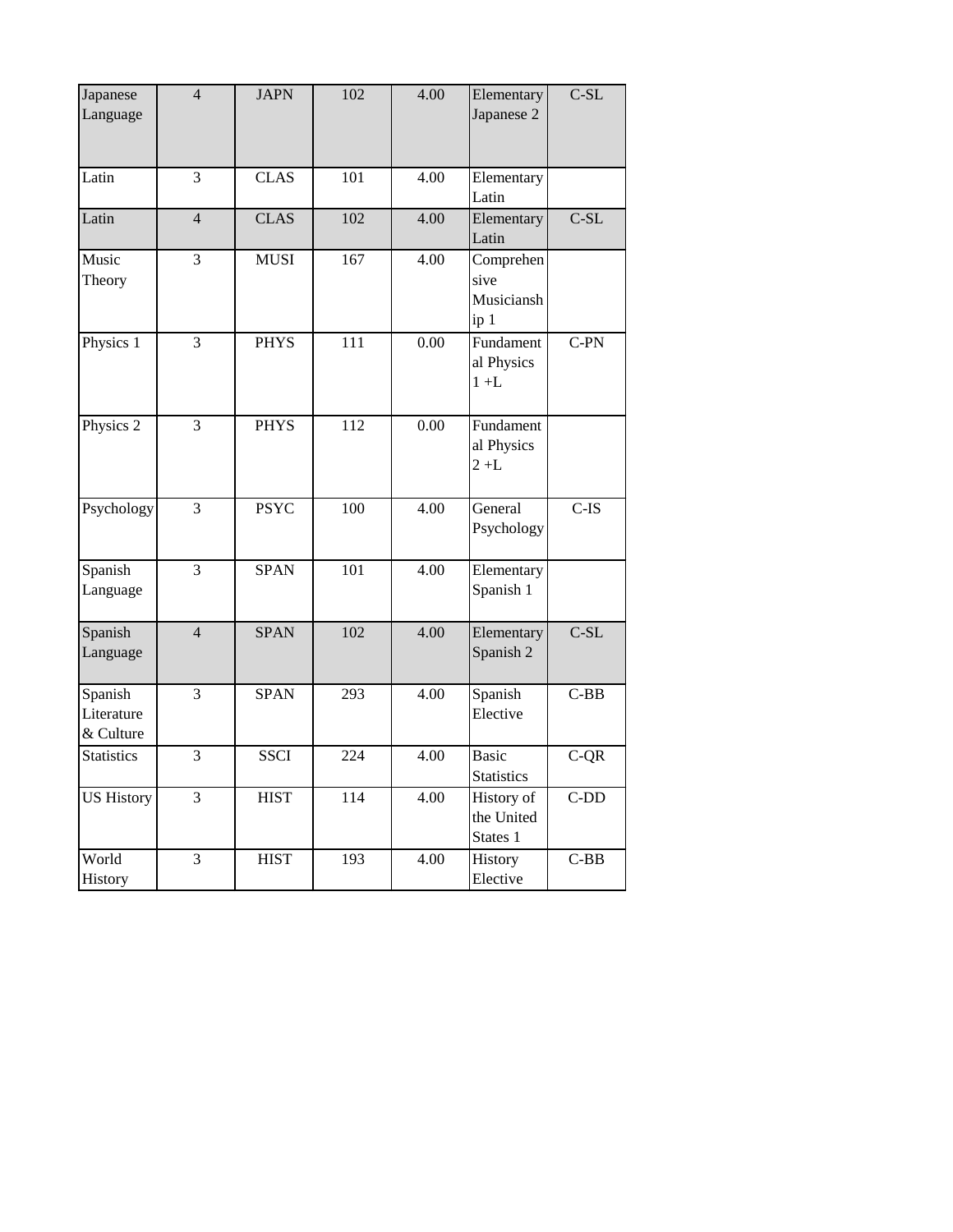| | | | | | | |
|---|---|---|---|---|---|---|
| Japanese Language | 4 | JAPN | 102 | 4.00 | Elementary Japanese 2 | C-SL |
| Latin | 3 | CLAS | 101 | 4.00 | Elementary Latin | |
| Latin | 4 | CLAS | 102 | 4.00 | Elementary Latin | C-SL |
| Music Theory | 3 | MUSI | 167 | 4.00 | Comprehensive Musicianship 1 | |
| Physics 1 | 3 | PHYS | 111 | 0.00 | Fundamental Physics 1 +L | C-PN |
| Physics 2 | 3 | PHYS | 112 | 0.00 | Fundamental Physics 2 +L | |
| Psychology | 3 | PSYC | 100 | 4.00 | General Psychology | C-IS |
| Spanish Language | 3 | SPAN | 101 | 4.00 | Elementary Spanish 1 | |
| Spanish Language | 4 | SPAN | 102 | 4.00 | Elementary Spanish 2 | C-SL |
| Spanish Literature & Culture | 3 | SPAN | 293 | 4.00 | Spanish Elective | C-BB |
| Statistics | 3 | SSCI | 224 | 4.00 | Basic Statistics | C-QR |
| US History | 3 | HIST | 114 | 4.00 | History of the United States 1 | C-DD |
| World History | 3 | HIST | 193 | 4.00 | History Elective | C-BB |